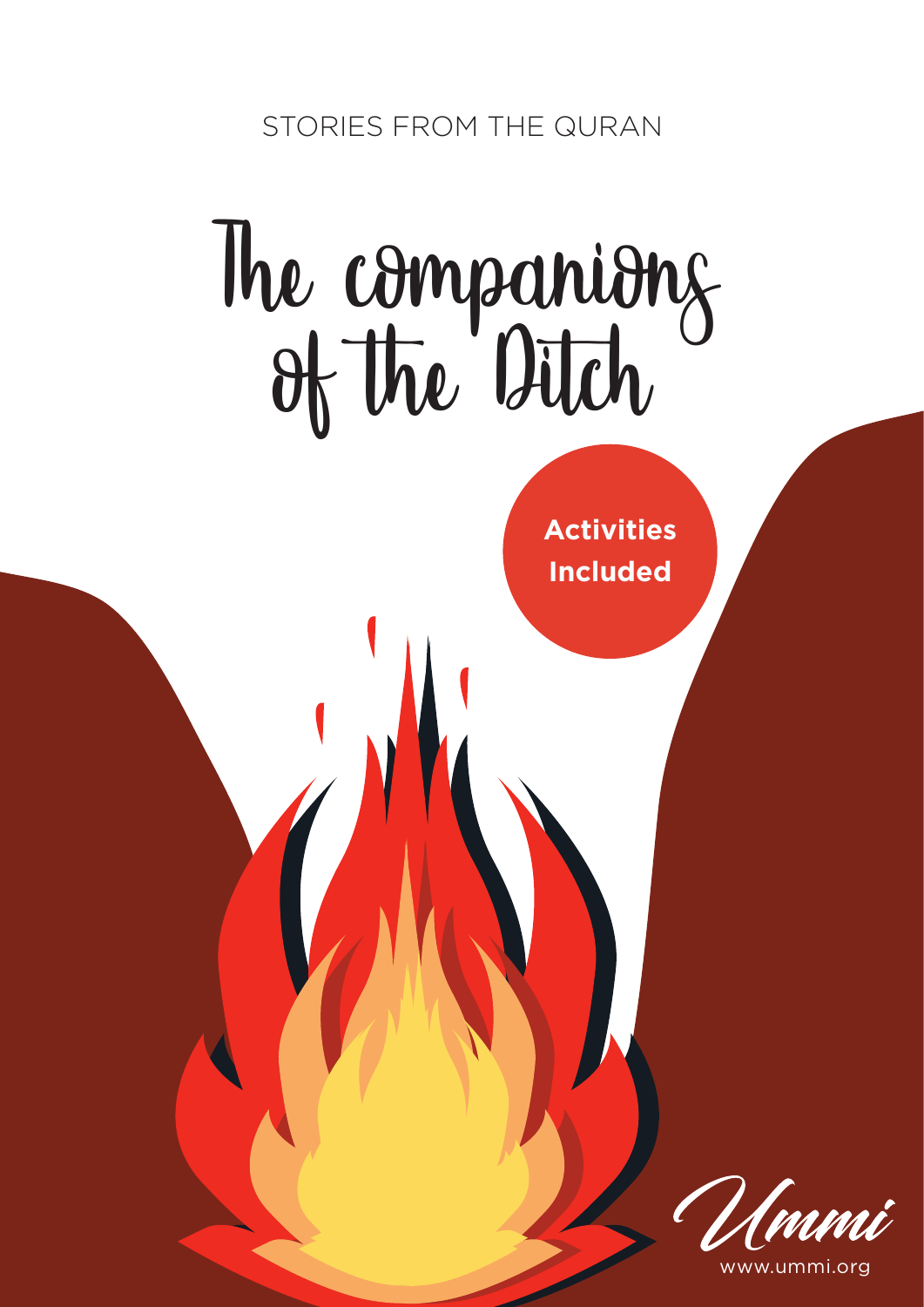STORIES FROM THE QURAN

# The companions of the Ditch

**Activities Included**

Ummi

www.ummi.org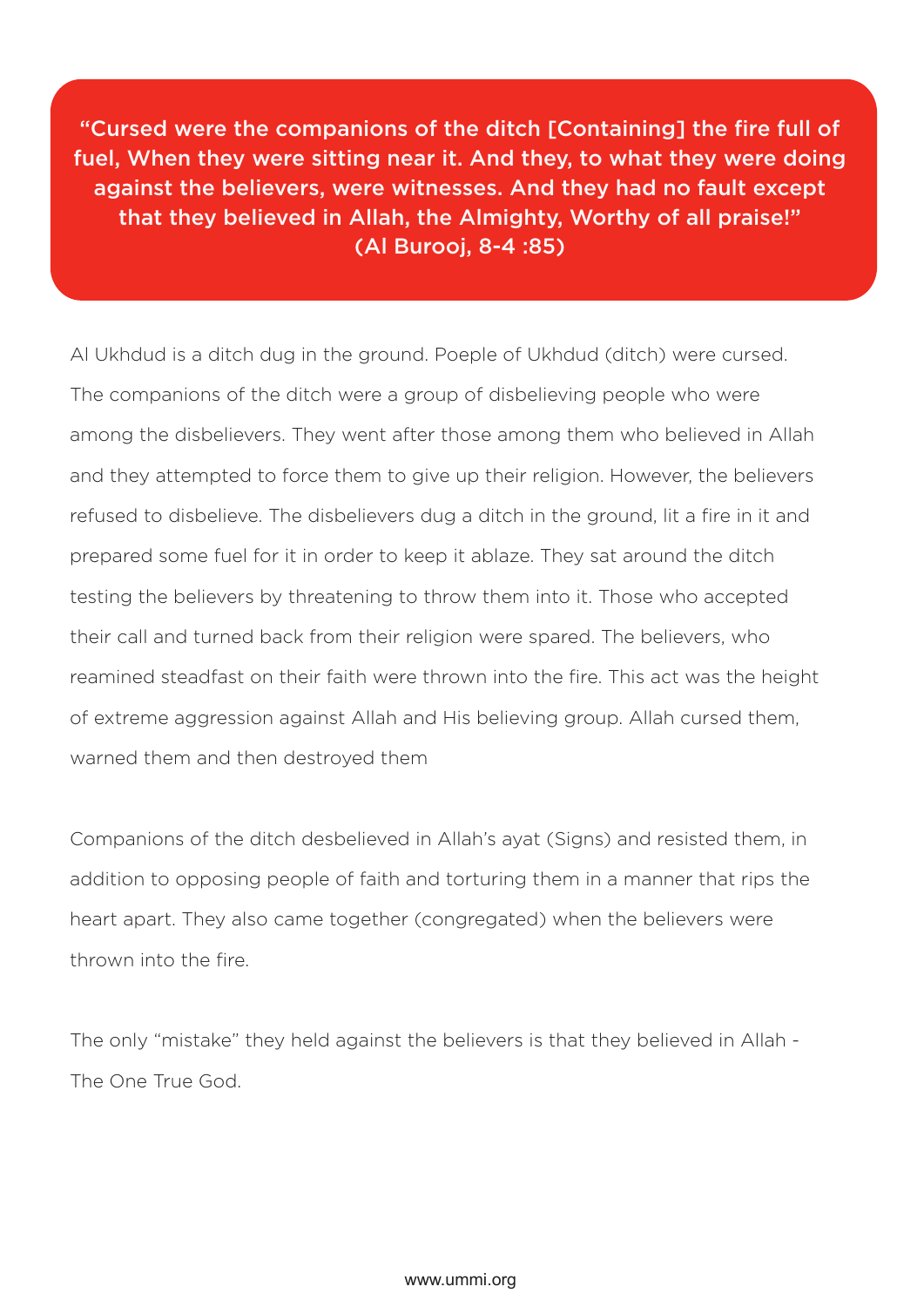**"Cursed were the companions of the ditch [Containing] the fire full of fuel, When they were sitting near it. And they, to what they were doing against the believers, were witnesses. And they had no fault except that they believed in Allah, the Almighty, Worthy of all praise!" (Al Burooj, 8-4 :85)**

Al Ukhdud is a ditch dug in the ground. Poeple of Ukhdud (ditch) were cursed. The companions of the ditch were a group of disbelieving people who were among the disbelievers. They went after those among them who believed in Allah and they attempted to force them to give up their religion. However, the believers refused to disbelieve. The disbelievers dug a ditch in the ground, lit a fire in it and prepared some fuel for it in order to keep it ablaze. They sat around the ditch testing the believers by threatening to throw them into it. Those who accepted their call and turned back from their religion were spared. The believers, who reamined steadfast on their faith were thrown into the fire. This act was the height of extreme aggression against Allah and His believing group. Allah cursed them, warned them and then destroyed them

Companions of the ditch desbelieved in Allah's ayat (Signs) and resisted them, in addition to opposing people of faith and torturing them in a manner that rips the heart apart. They also came together (congregated) when the believers were thrown into the fire.

The only "mistake" they held against the believers is that they believed in Allah - The One True God.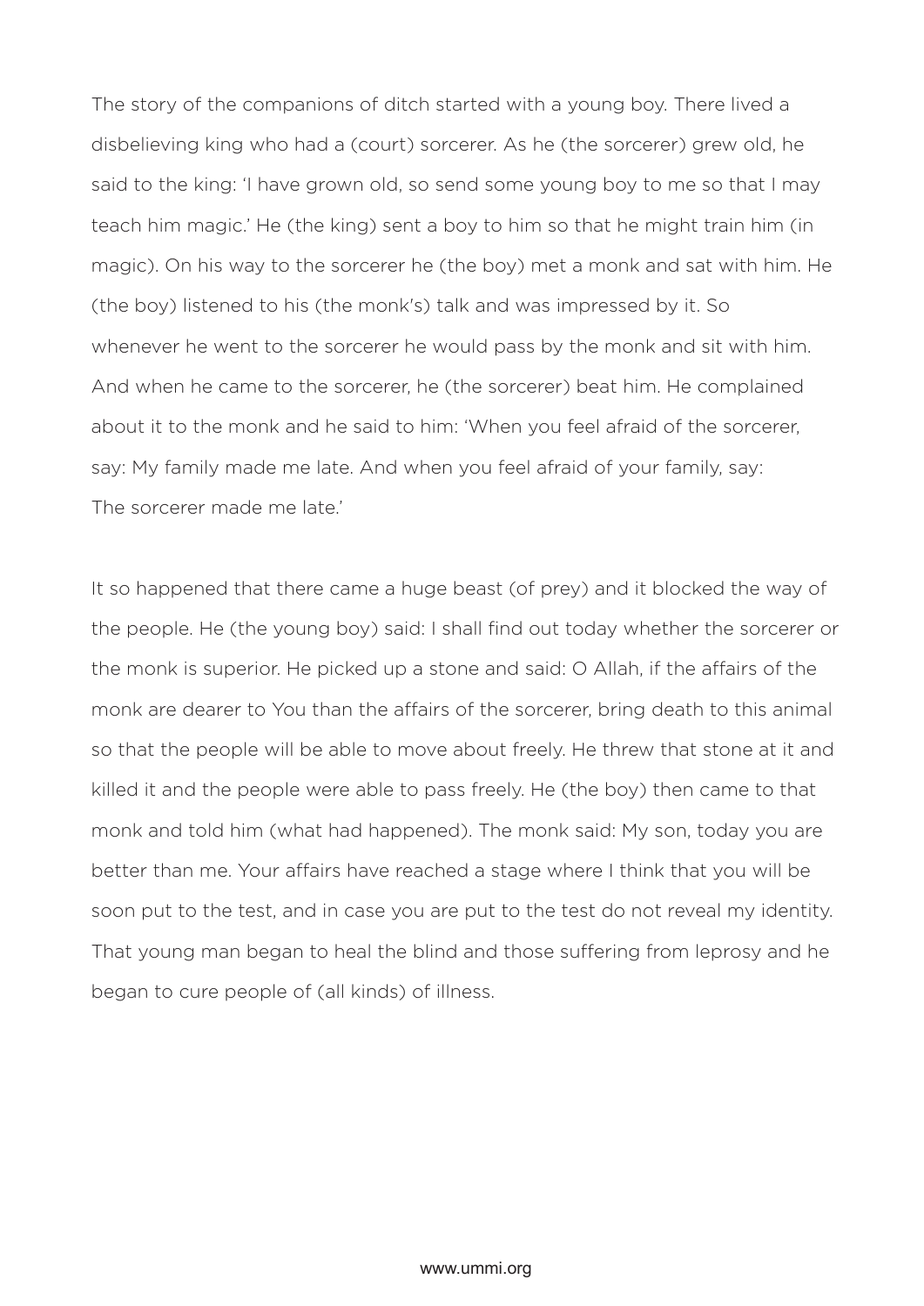The story of the companions of ditch started with a young boy. There lived a disbelieving king who had a (court) sorcerer. As he (the sorcerer) grew old, he said to the king: 'I have grown old, so send some young boy to me so that I may teach him magic.' He (the king) sent a boy to him so that he might train him (in magic). On his way to the sorcerer he (the boy) met a monk and sat with him. He (the boy) listened to his (the monk's) talk and was impressed by it. So whenever he went to the sorcerer he would pass by the monk and sit with him. And when he came to the sorcerer, he (the sorcerer) beat him. He complained about it to the monk and he said to him: 'When you feel afraid of the sorcerer, say: My family made me late. And when you feel afraid of your family, say: The sorcerer made me late.'

It so happened that there came a huge beast (of prey) and it blocked the way of the people. He (the young boy) said: I shall find out today whether the sorcerer or the monk is superior. He picked up a stone and said: O Allah, if the affairs of the monk are dearer to You than the affairs of the sorcerer, bring death to this animal so that the people will be able to move about freely. He threw that stone at it and killed it and the people were able to pass freely. He (the boy) then came to that monk and told him (what had happened). The monk said: My son, today you are better than me. Your affairs have reached a stage where I think that you will be soon put to the test, and in case you are put to the test do not reveal my identity. That young man began to heal the blind and those suffering from leprosy and he began to cure people of (all kinds) of illness.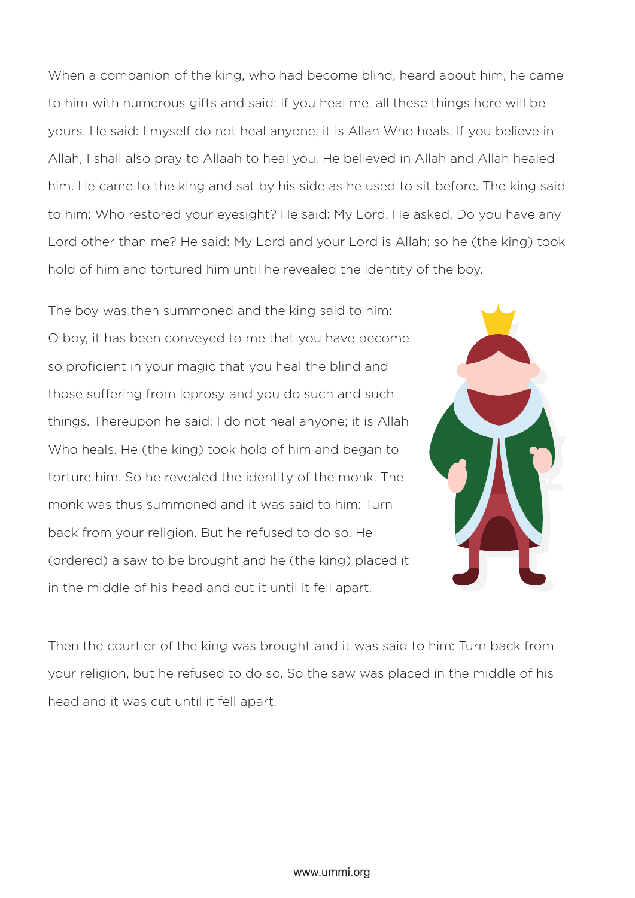When a companion of the king, who had become blind, heard about him, he came to him with numerous gifts and said: If you heal me, all these things here will be yours. He said: I myself do not heal anyone; it is Allah Who heals. If you believe in Allah, I shall also pray to Allaah to heal you. He believed in Allah and Allah healed him. He came to the king and sat by his side as he used to sit before. The king said to him: Who restored your eyesight? He said: My Lord. He asked, Do you have any Lord other than me? He said: My Lord and your Lord is Allah; so he (the king) took hold of him and tortured him until he revealed the identity of the boy.

The boy was then summoned and the king said to him: O boy, it has been conveyed to me that you have become so proficient in your magic that you heal the blind and those suffering from leprosy and you do such and such things. Thereupon he said: I do not heal anyone; it is Allah Who heals. He (the king) took hold of him and began to torture him. So he revealed the identity of the monk. The monk was thus summoned and it was said to him: Turn back from your religion. But he refused to do so. He (ordered) a saw to be brought and he (the king) placed it in the middle of his head and cut it until it fell apart.

Then the courtier of the king was brought and it was said to him: Turn back from your religion, but he refused to do so. So the saw was placed in the middle of his head and it was cut until it fell apart.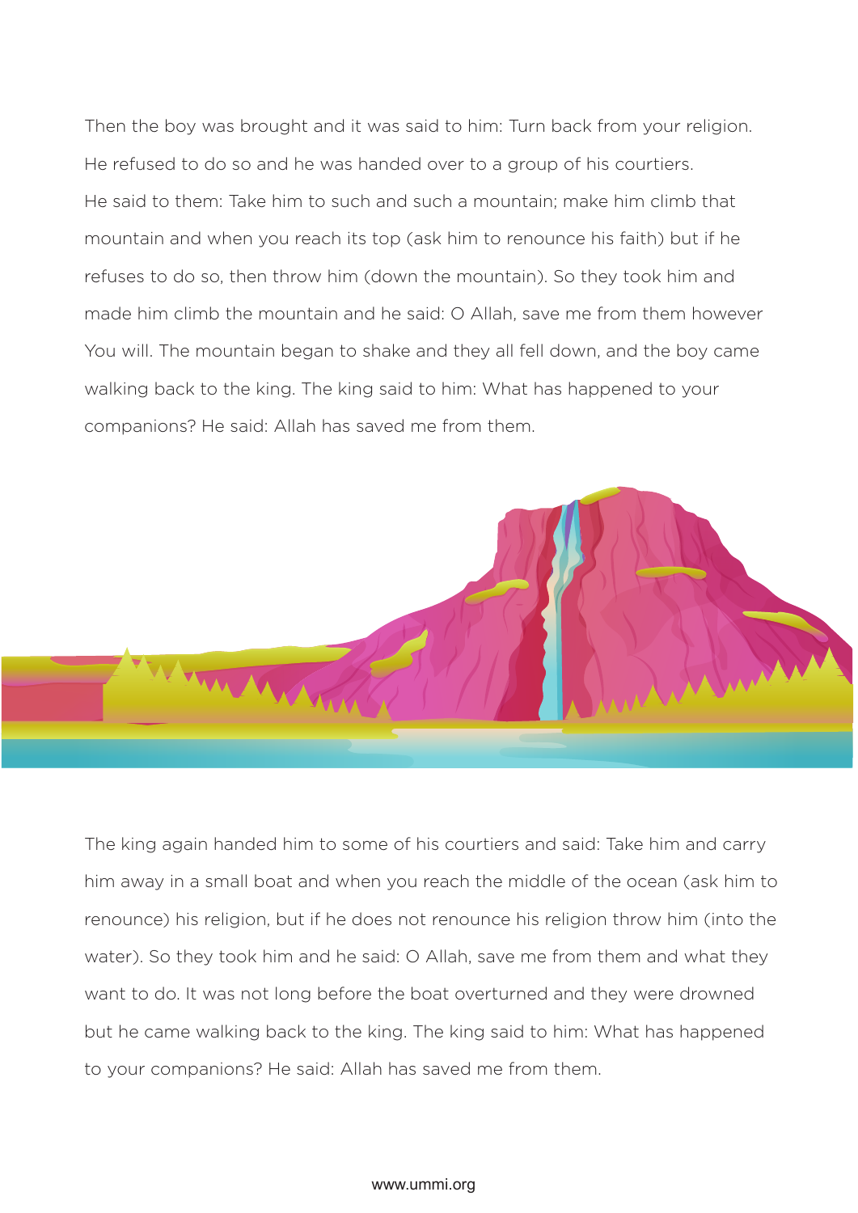Then the boy was brought and it was said to him: Turn back from your religion. He refused to do so and he was handed over to a group of his courtiers. He said to them: Take him to such and such a mountain; make him climb that mountain and when you reach its top (ask him to renounce his faith) but if he refuses to do so, then throw him (down the mountain). So they took him and made him climb the mountain and he said: O Allah, save me from them however You will. The mountain began to shake and they all fell down, and the boy came walking back to the king. The king said to him: What has happened to your companions? He said: Allah has saved me from them.

The king again handed him to some of his courtiers and said: Take him and carry him away in a small boat and when you reach the middle of the ocean (ask him to renounce) his religion, but if he does not renounce his religion throw him (into the water). So they took him and he said: O Allah, save me from them and what they want to do. It was not long before the boat overturned and they were drowned but he came walking back to the king. The king said to him: What has happened to your companions? He said: Allah has saved me from them.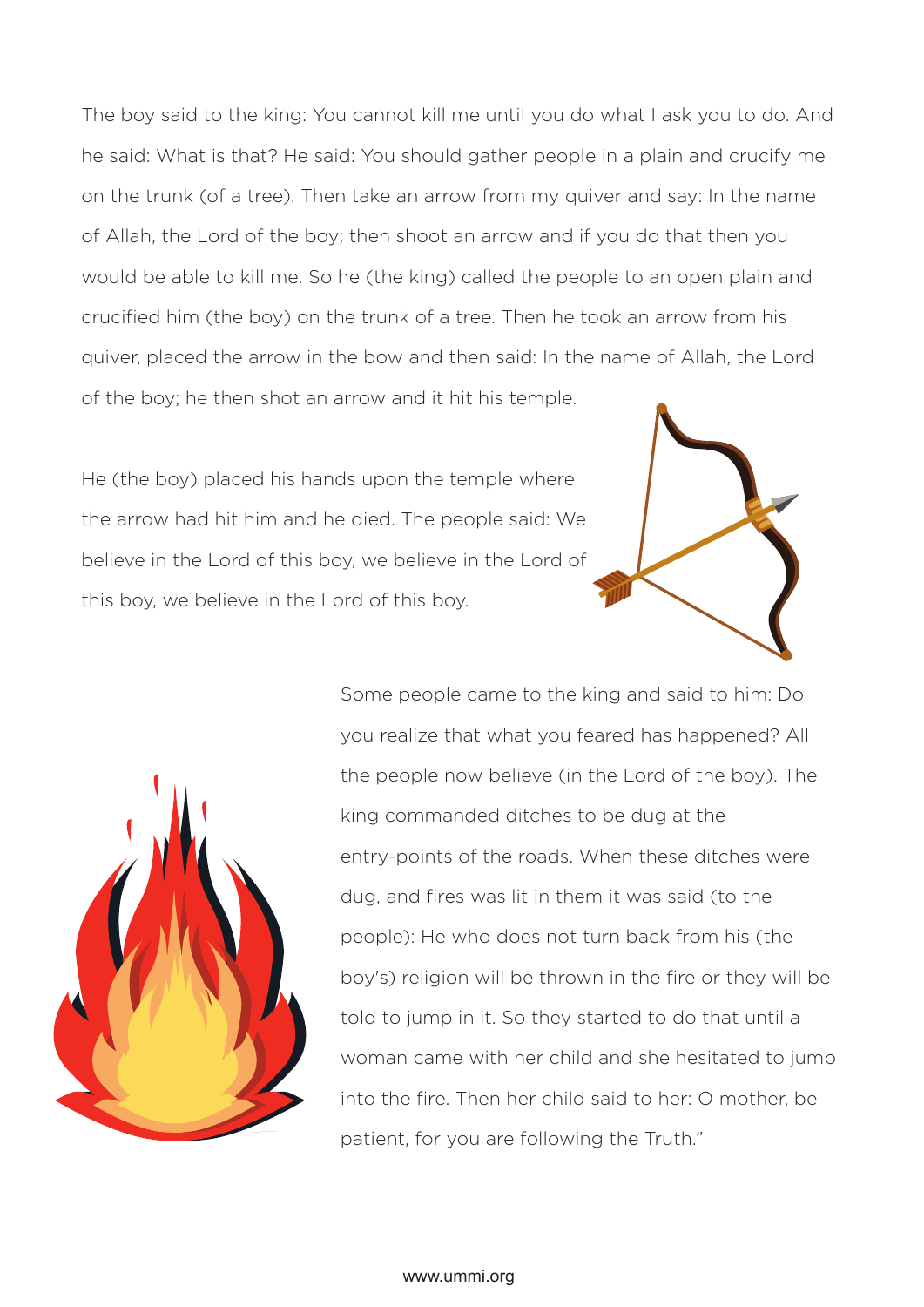The boy said to the king: You cannot kill me until you do what I ask you to do. And he said: What is that? He said: You should gather people in a plain and crucify me on the trunk (of a tree). Then take an arrow from my quiver and say: In the name of Allah, the Lord of the boy; then shoot an arrow and if you do that then you would be able to kill me. So he (the king) called the people to an open plain and crucified him (the boy) on the trunk of a tree. Then he took an arrow from his quiver, placed the arrow in the bow and then said: In the name of Allah, the Lord of the boy; he then shot an arrow and it hit his temple.

He (the boy) placed his hands upon the temple where the arrow had hit him and he died. The people said: We believe in the Lord of this boy, we believe in the Lord of this boy, we believe in the Lord of this boy.

Some people came to the king and said to him: Do you realize that what you feared has happened? All the people now believe (in the Lord of the boy). The king commanded ditches to be dug at the entry-points of the roads. When these ditches were dug, and fires was lit in them it was said (to the people): He who does not turn back from his (the boy's) religion will be thrown in the fire or they will be told to jump in it. So they started to do that until a woman came with her child and she hesitated to jump into the fire. Then her child said to her: O mother, be patient, for you are following the Truth."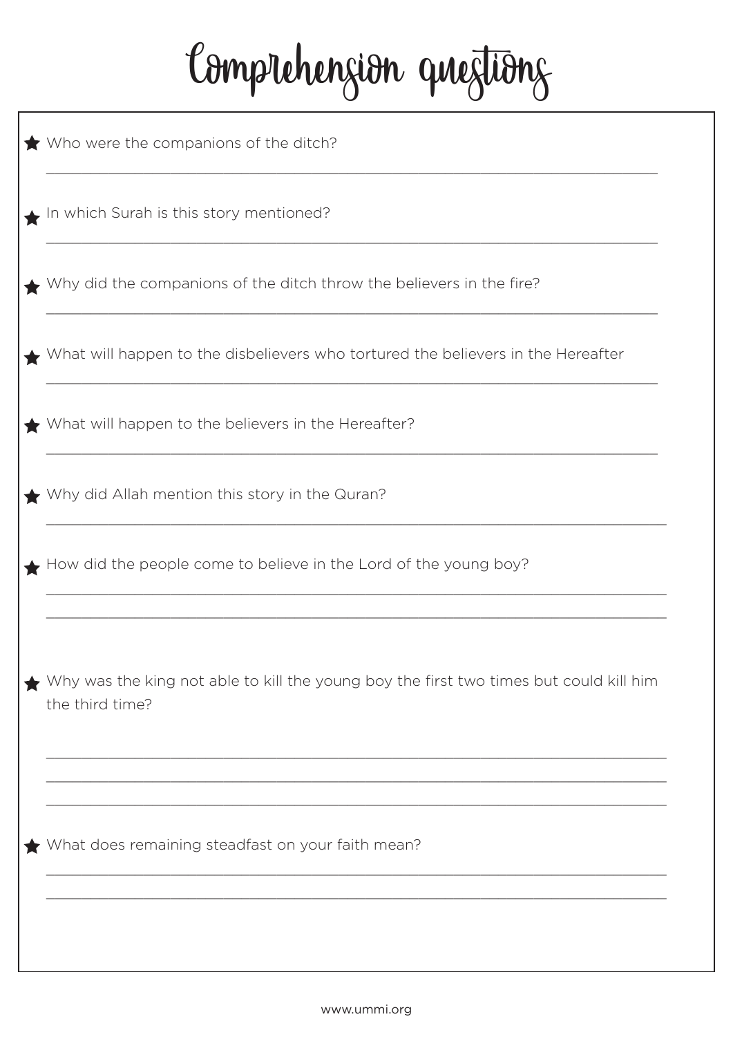# Comprehension questions

- Who were the companions of the ditch?

  ___

- In which Surah is this story mentioned?

  ___

- Why did the companions of the ditch throw the believers in the fire?

  ___

- What will happen to the disbelievers who tortured the believers in the Hereafter

  ___

- What will happen to the believers in the Hereafter?

  ___

- Why did Allah mention this story in the Quran?

  ___

- How did the people come to believe in the Lord of the young boy?

  ___

  ___

- Why was the king not able to kill the young boy the first two times but could kill him the third time?

  ___

  ___

  ___

- What does remaining steadfast on your faith mean?

  ___

  ___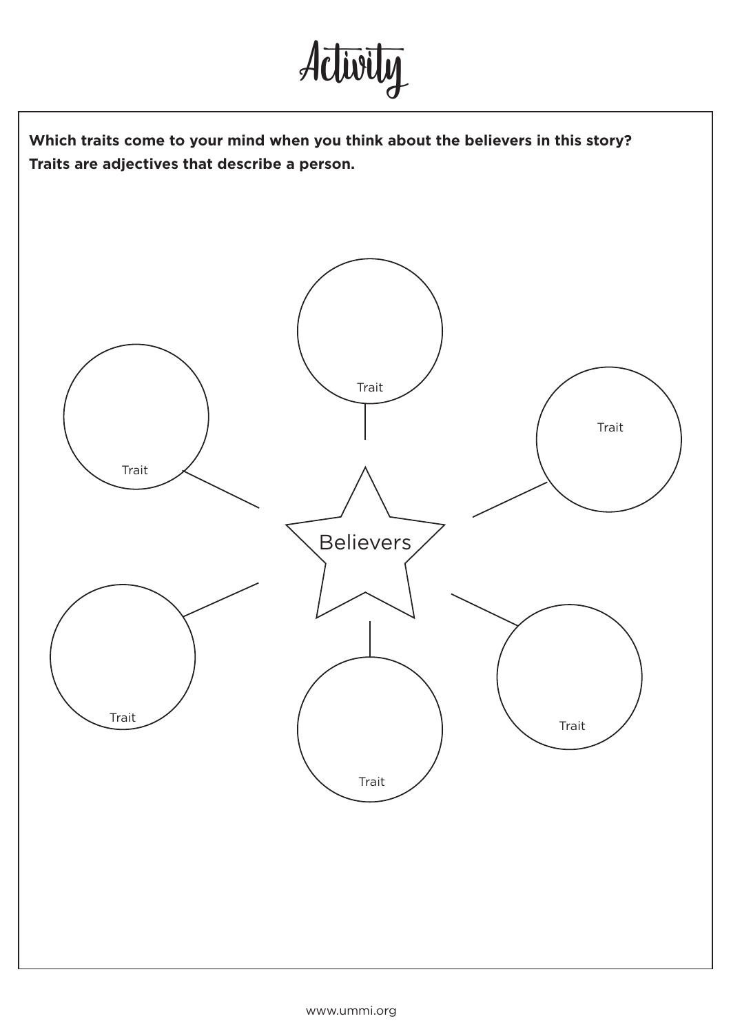# Activity

**Which traits come to your mind when you think about the believers in this story?**
**Traits are adjectives that describe a person.**

Believers

- Trait
- Trait
- Trait
- Trait
- Trait
- Trait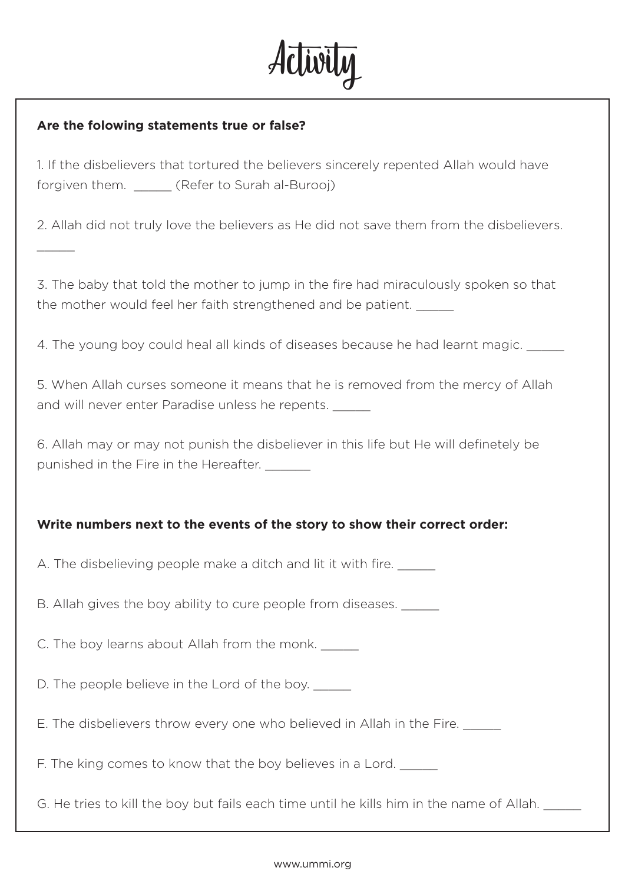# Activity

**Are the folowing statements true or false?**

1. If the disbelievers that tortured the believers sincerely repented Allah would have forgiven them. ______ (Refer to Surah al-Burooj)

2. Allah did not truly love the believers as He did not save them from the disbelievers. ______

3. The baby that told the mother to jump in the fire had miraculously spoken so that the mother would feel her faith strengthened and be patient. ______

4. The young boy could heal all kinds of diseases because he had learnt magic. ______

5. When Allah curses someone it means that he is removed from the mercy of Allah and will never enter Paradise unless he repents. ______

6. Allah may or may not punish the disbeliever in this life but He will definetely be punished in the Fire in the Hereafter. _______

**Write numbers next to the events of the story to show their correct order:**

A. The disbelieving people make a ditch and lit it with fire. ______

B. Allah gives the boy ability to cure people from diseases. ______

C. The boy learns about Allah from the monk. ______

D. The people believe in the Lord of the boy. ______

E. The disbelievers throw every one who believed in Allah in the Fire. ______

F. The king comes to know that the boy believes in a Lord. ______

G. He tries to kill the boy but fails each time until he kills him in the name of Allah. ______

www.ummi.org